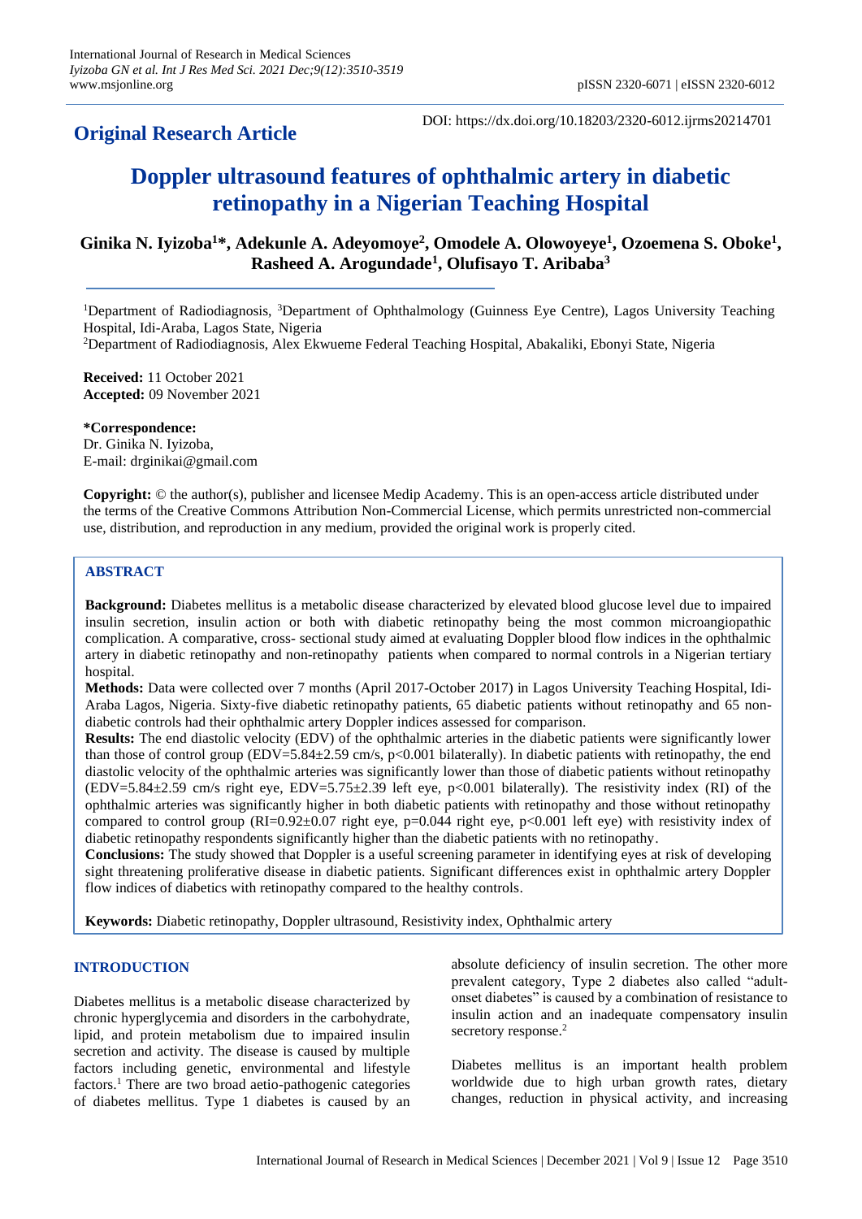**Original Research Article**

DOI: https://dx.doi.org/10.18203/2320-6012.ijrms20214701

# Doppler ultrasound features of ophthalmic artery in diabetic retinopathy in a Nigerian Teaching Hospital

**Ginika N. Iyizoba[1]\*, Adekunle A. Adeyomoye[2], Omodele A. Olowoyeye[1], Ozoemena S. Oboke[1], Rasheed A. Arogundade[1], Olufisayo T. Aribaba[3]**

[1]Department of Radiodiagnosis, [3]Department of Ophthalmology (Guinness Eye Centre), Lagos University Teaching Hospital, Idi-Araba, Lagos State, Nigeria

[2]Department of Radiodiagnosis, Alex Ekwueme Federal Teaching Hospital, Abakaliki, Ebonyi State, Nigeria

**Received:** 11 October 2021
**Accepted:** 09 November 2021

**\*Correspondence:**
Dr. Ginika N. Iyizoba,
E-mail: drginikai@gmail.com

**Copyright:** © the author(s), publisher and licensee Medip Academy. This is an open-access article distributed under the terms of the Creative Commons Attribution Non-Commercial License, which permits unrestricted non-commercial use, distribution, and reproduction in any medium, provided the original work is properly cited.

## ABSTRACT

**Background:** Diabetes mellitus is a metabolic disease characterized by elevated blood glucose level due to impaired insulin secretion, insulin action or both with diabetic retinopathy being the most common microangiopathic complication. A comparative, cross- sectional study aimed at evaluating Doppler blood flow indices in the ophthalmic artery in diabetic retinopathy and non-retinopathy patients when compared to normal controls in a Nigerian tertiary hospital.

**Methods:** Data were collected over 7 months (April 2017-October 2017) in Lagos University Teaching Hospital, Idi-Araba Lagos, Nigeria. Sixty-five diabetic retinopathy patients, 65 diabetic patients without retinopathy and 65 non-diabetic controls had their ophthalmic artery Doppler indices assessed for comparison.

**Results:** The end diastolic velocity (EDV) of the ophthalmic arteries in the diabetic patients were significantly lower than those of control group (EDV=5.84±2.59 cm/s, $p<0.001$ bilaterally). In diabetic patients with retinopathy, the end diastolic velocity of the ophthalmic arteries was significantly lower than those of diabetic patients without retinopathy (EDV=5.84±2.59 cm/s right eye, EDV=5.75±2.39 left eye, $p<0.001$ bilaterally). The resistivity index (RI) of the ophthalmic arteries was significantly higher in both diabetic patients with retinopathy and those without retinopathy compared to control group (RI=0.92±0.07 right eye, $p=0.044$ right eye, $p<0.001$ left eye) with resistivity index of diabetic retinopathy respondents significantly higher than the diabetic patients with no retinopathy.

**Conclusions:** The study showed that Doppler is a useful screening parameter in identifying eyes at risk of developing sight threatening proliferative disease in diabetic patients. Significant differences exist in ophthalmic artery Doppler flow indices of diabetics with retinopathy compared to the healthy controls.

**Keywords:** Diabetic retinopathy, Doppler ultrasound, Resistivity index, Ophthalmic artery

## INTRODUCTION

Diabetes mellitus is a metabolic disease characterized by chronic hyperglycemia and disorders in the carbohydrate, lipid, and protein metabolism due to impaired insulin secretion and activity. The disease is caused by multiple factors including genetic, environmental and lifestyle factors.[1] There are two broad aetio-pathogenic categories of diabetes mellitus. Type 1 diabetes is caused by an absolute deficiency of insulin secretion. The other more prevalent category, Type 2 diabetes also called "adult-onset diabetes" is caused by a combination of resistance to insulin action and an inadequate compensatory insulin secretory response.[2]

Diabetes mellitus is an important health problem worldwide due to high urban growth rates, dietary changes, reduction in physical activity, and increasing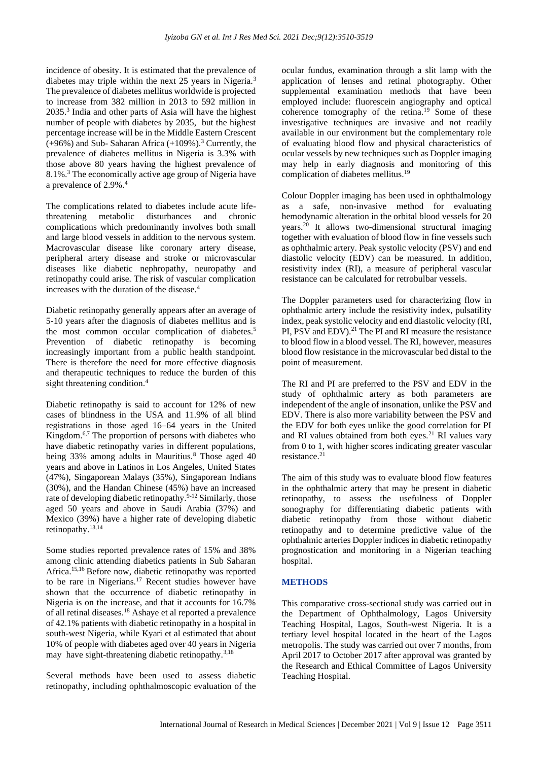incidence of obesity. It is estimated that the prevalence of diabetes may triple within the next 25 years in Nigeria.[3] The prevalence of diabetes mellitus worldwide is projected to increase from 382 million in 2013 to 592 million in 2035.[3] India and other parts of Asia will have the highest number of people with diabetes by 2035, but the highest percentage increase will be in the Middle Eastern Crescent (+96%) and Sub- Saharan Africa (+109%).[3] Currently, the prevalence of diabetes mellitus in Nigeria is 3.3% with those above 80 years having the highest prevalence of 8.1%.[3] The economically active age group of Nigeria have a prevalence of 2.9%.[4]

The complications related to diabetes include acute life-threatening metabolic disturbances and chronic complications which predominantly involves both small and large blood vessels in addition to the nervous system. Macrovascular disease like coronary artery disease, peripheral artery disease and stroke or microvascular diseases like diabetic nephropathy, neuropathy and retinopathy could arise. The risk of vascular complication increases with the duration of the disease.[4]

Diabetic retinopathy generally appears after an average of 5-10 years after the diagnosis of diabetes mellitus and is the most common occular complication of diabetes.[5] Prevention of diabetic retinopathy is becoming increasingly important from a public health standpoint. There is therefore the need for more effective diagnosis and therapeutic techniques to reduce the burden of this sight threatening condition.[4]

Diabetic retinopathy is said to account for 12% of new cases of blindness in the USA and 11.9% of all blind registrations in those aged 16–64 years in the United Kingdom.[6,7] The proportion of persons with diabetes who have diabetic retinopathy varies in different populations, being 33% among adults in Mauritius.[8] Those aged 40 years and above in Latinos in Los Angeles, United States (47%), Singaporean Malays (35%), Singaporean Indians (30%), and the Handan Chinese (45%) have an increased rate of developing diabetic retinopathy.[9-12] Similarly, those aged 50 years and above in Saudi Arabia (37%) and Mexico (39%) have a higher rate of developing diabetic retinopathy.[13,14]

Some studies reported prevalence rates of 15% and 38% among clinic attending diabetics patients in Sub Saharan Africa.[15,16] Before now, diabetic retinopathy was reported to be rare in Nigerians.[17] Recent studies however have shown that the occurrence of diabetic retinopathy in Nigeria is on the increase, and that it accounts for 16.7% of all retinal diseases.[18] Ashaye et al reported a prevalence of 42.1% patients with diabetic retinopathy in a hospital in south-west Nigeria, while Kyari et al estimated that about 10% of people with diabetes aged over 40 years in Nigeria may have sight-threatening diabetic retinopathy.[3,18]

Several methods have been used to assess diabetic retinopathy, including ophthalmoscopic evaluation of the ocular fundus, examination through a slit lamp with the application of lenses and retinal photography. Other supplemental examination methods that have been employed include: fluorescein angiography and optical coherence tomography of the retina.[19] Some of these investigative techniques are invasive and not readily available in our environment but the complementary role of evaluating blood flow and physical characteristics of ocular vessels by new techniques such as Doppler imaging may help in early diagnosis and monitoring of this complication of diabetes mellitus.[19]

Colour Doppler imaging has been used in ophthalmology as a safe, non-invasive method for evaluating hemodynamic alteration in the orbital blood vessels for 20 years.[20] It allows two-dimensional structural imaging together with evaluation of blood flow in fine vessels such as ophthalmic artery. Peak systolic velocity (PSV) and end diastolic velocity (EDV) can be measured. In addition, resistivity index (RI), a measure of peripheral vascular resistance can be calculated for retrobulbar vessels.

The Doppler parameters used for characterizing flow in ophthalmic artery include the resistivity index, pulsatility index, peak systolic velocity and end diastolic velocity (RI, PI, PSV and EDV).[21] The PI and RI measure the resistance to blood flow in a blood vessel. The RI, however, measures blood flow resistance in the microvascular bed distal to the point of measurement.

The RI and PI are preferred to the PSV and EDV in the study of ophthalmic artery as both parameters are independent of the angle of insonation, unlike the PSV and EDV. There is also more variability between the PSV and the EDV for both eyes unlike the good correlation for PI and RI values obtained from both eyes.[21] RI values vary from 0 to 1, with higher scores indicating greater vascular resistance.[21]

The aim of this study was to evaluate blood flow features in the ophthalmic artery that may be present in diabetic retinopathy, to assess the usefulness of Doppler sonography for differentiating diabetic patients with diabetic retinopathy from those without diabetic retinopathy and to determine predictive value of the ophthalmic arteries Doppler indices in diabetic retinopathy prognostication and monitoring in a Nigerian teaching hospital.

## METHODS

This comparative cross-sectional study was carried out in the Department of Ophthalmology, Lagos University Teaching Hospital, Lagos, South-west Nigeria. It is a tertiary level hospital located in the heart of the Lagos metropolis. The study was carried out over 7 months, from April 2017 to October 2017 after approval was granted by the Research and Ethical Committee of Lagos University Teaching Hospital.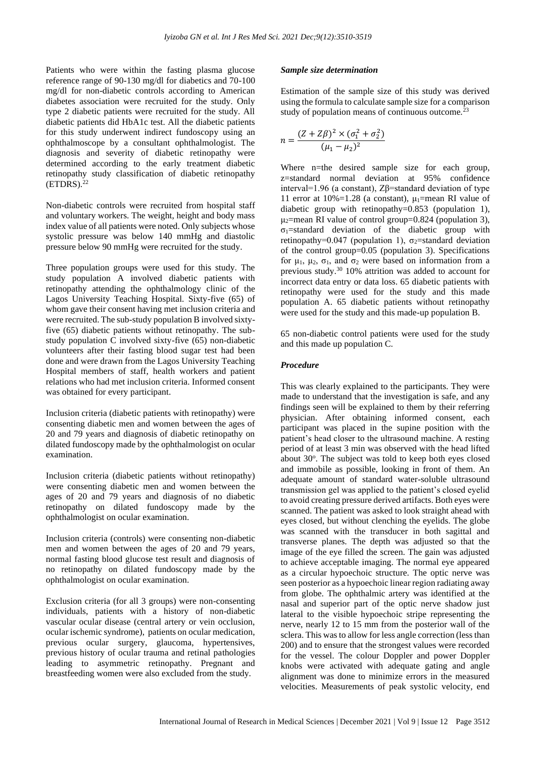Patients who were within the fasting plasma glucose reference range of 90-130 mg/dl for diabetics and 70-100 mg/dl for non-diabetic controls according to American diabetes association were recruited for the study. Only type 2 diabetic patients were recruited for the study. All diabetic patients did HbA1c test. All the diabetic patients for this study underwent indirect fundoscopy using an ophthalmoscope by a consultant ophthalmologist. The diagnosis and severity of diabetic retinopathy were determined according to the early treatment diabetic retinopathy study classification of diabetic retinopathy (ETDRS).[22]

Non-diabetic controls were recruited from hospital staff and voluntary workers. The weight, height and body mass index value of all patients were noted. Only subjects whose systolic pressure was below 140 mmHg and diastolic pressure below 90 mmHg were recruited for the study.

Three population groups were used for this study. The study population A involved diabetic patients with retinopathy attending the ophthalmology clinic of the Lagos University Teaching Hospital. Sixty-five (65) of whom gave their consent having met inclusion criteria and were recruited. The sub-study population B involved sixty-five (65) diabetic patients without retinopathy. The sub-study population C involved sixty-five (65) non-diabetic volunteers after their fasting blood sugar test had been done and were drawn from the Lagos University Teaching Hospital members of staff, health workers and patient relations who had met inclusion criteria. Informed consent was obtained for every participant.

Inclusion criteria (diabetic patients with retinopathy) were consenting diabetic men and women between the ages of 20 and 79 years and diagnosis of diabetic retinopathy on dilated fundoscopy made by the ophthalmologist on ocular examination.

Inclusion criteria (diabetic patients without retinopathy) were consenting diabetic men and women between the ages of 20 and 79 years and diagnosis of no diabetic retinopathy on dilated fundoscopy made by the ophthalmologist on ocular examination.

Inclusion criteria (controls) were consenting non-diabetic men and women between the ages of 20 and 79 years, normal fasting blood glucose test result and diagnosis of no retinopathy on dilated fundoscopy made by the ophthalmologist on ocular examination.

Exclusion criteria (for all 3 groups) were non-consenting individuals, patients with a history of non-diabetic vascular ocular disease (central artery or vein occlusion, ocular ischemic syndrome), patients on ocular medication, previous ocular surgery, glaucoma, hypertensives, previous history of ocular trauma and retinal pathologies leading to asymmetric retinopathy. Pregnant and breastfeeding women were also excluded from the study.

### *Sample size determination*

Estimation of the sample size of this study was derived using the formula to calculate sample size for a comparison study of population means of continuous outcome.[23]

$$n = \frac{(Z + Z\beta)^2 \times (\sigma_1^2 + \sigma_2^2)}{(\mu_1 - \mu_2)^2}$$

Where n=the desired sample size for each group, z=standard normal deviation at 95% confidence interval=1.96 (a constant), $Z\beta$=standard deviation of type 11 error at 10%=1.28 (a constant), $\mu_1$=mean RI value of diabetic group with retinopathy=0.853 (population 1), $\mu_2$=mean RI value of control group=0.824 (population 3), $\sigma_1$=standard deviation of the diabetic group with retinopathy=0.047 (population 1), $\sigma_2$=standard deviation of the control group=0.05 (population 3). Specifications for $\mu_1$, $\mu_2$, $\sigma_1$, and $\sigma_2$ were based on information from a previous study.[30] 10% attrition was added to account for incorrect data entry or data loss. 65 diabetic patients with retinopathy were used for the study and this made population A. 65 diabetic patients without retinopathy were used for the study and this made-up population B.

65 non-diabetic control patients were used for the study and this made up population C.

### *Procedure*

This was clearly explained to the participants. They were made to understand that the investigation is safe, and any findings seen will be explained to them by their referring physician. After obtaining informed consent, each participant was placed in the supine position with the patient's head closer to the ultrasound machine. A resting period of at least 3 min was observed with the head lifted about 30°. The subject was told to keep both eyes closed and immobile as possible, looking in front of them. An adequate amount of standard water-soluble ultrasound transmission gel was applied to the patient's closed eyelid to avoid creating pressure derived artifacts. Both eyes were scanned. The patient was asked to look straight ahead with eyes closed, but without clenching the eyelids. The globe was scanned with the transducer in both sagittal and transverse planes. The depth was adjusted so that the image of the eye filled the screen. The gain was adjusted to achieve acceptable imaging. The normal eye appeared as a circular hypoechoic structure. The optic nerve was seen posterior as a hypoechoic linear region radiating away from globe. The ophthalmic artery was identified at the nasal and superior part of the optic nerve shadow just lateral to the visible hypoechoic stripe representing the nerve, nearly 12 to 15 mm from the posterior wall of the sclera. This was to allow for less angle correction (less than 200) and to ensure that the strongest values were recorded for the vessel. The colour Doppler and power Doppler knobs were activated with adequate gating and angle alignment was done to minimize errors in the measured velocities. Measurements of peak systolic velocity, end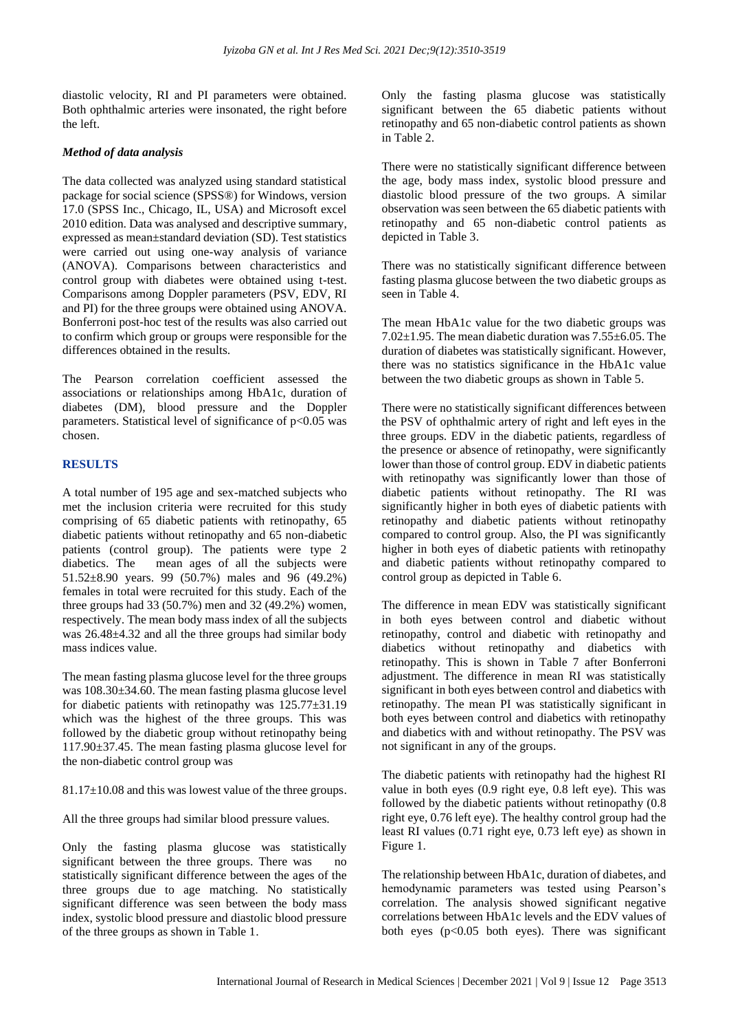diastolic velocity, RI and PI parameters were obtained. Both ophthalmic arteries were insonated, the right before the left.

### *Method of data analysis*

The data collected was analyzed using standard statistical package for social science (SPSS®) for Windows, version 17.0 (SPSS Inc., Chicago, IL, USA) and Microsoft excel 2010 edition. Data was analysed and descriptive summary, expressed as mean±standard deviation (SD). Test statistics were carried out using one-way analysis of variance (ANOVA). Comparisons between characteristics and control group with diabetes were obtained using t-test. Comparisons among Doppler parameters (PSV, EDV, RI and PI) for the three groups were obtained using ANOVA. Bonferroni post-hoc test of the results was also carried out to confirm which group or groups were responsible for the differences obtained in the results.

The Pearson correlation coefficient assessed the associations or relationships among HbA1c, duration of diabetes (DM), blood pressure and the Doppler parameters. Statistical level of significance of $p<0.05$ was chosen.

## RESULTS

A total number of 195 age and sex-matched subjects who met the inclusion criteria were recruited for this study comprising of 65 diabetic patients with retinopathy, 65 diabetic patients without retinopathy and 65 non-diabetic patients (control group). The patients were type 2 diabetics. The mean ages of all the subjects were 51.52±8.90 years. 99 (50.7%) males and 96 (49.2%) females in total were recruited for this study. Each of the three groups had 33 (50.7%) men and 32 (49.2%) women, respectively. The mean body mass index of all the subjects was 26.48±4.32 and all the three groups had similar body mass indices value.

The mean fasting plasma glucose level for the three groups was 108.30±34.60. The mean fasting plasma glucose level for diabetic patients with retinopathy was 125.77±31.19 which was the highest of the three groups. This was followed by the diabetic group without retinopathy being 117.90±37.45. The mean fasting plasma glucose level for the non-diabetic control group was

81.17±10.08 and this was lowest value of the three groups.

All the three groups had similar blood pressure values.

Only the fasting plasma glucose was statistically significant between the three groups. There was no statistically significant difference between the ages of the three groups due to age matching. No statistically significant difference was seen between the body mass index, systolic blood pressure and diastolic blood pressure of the three groups as shown in Table 1.

Only the fasting plasma glucose was statistically significant between the 65 diabetic patients without retinopathy and 65 non-diabetic control patients as shown in Table 2.

There were no statistically significant difference between the age, body mass index, systolic blood pressure and diastolic blood pressure of the two groups. A similar observation was seen between the 65 diabetic patients with retinopathy and 65 non-diabetic control patients as depicted in Table 3.

There was no statistically significant difference between fasting plasma glucose between the two diabetic groups as seen in Table 4.

The mean HbA1c value for the two diabetic groups was 7.02±1.95. The mean diabetic duration was 7.55±6.05. The duration of diabetes was statistically significant. However, there was no statistics significance in the HbA1c value between the two diabetic groups as shown in Table 5.

There were no statistically significant differences between the PSV of ophthalmic artery of right and left eyes in the three groups. EDV in the diabetic patients, regardless of the presence or absence of retinopathy, were significantly lower than those of control group. EDV in diabetic patients with retinopathy was significantly lower than those of diabetic patients without retinopathy. The RI was significantly higher in both eyes of diabetic patients with retinopathy and diabetic patients without retinopathy compared to control group. Also, the PI was significantly higher in both eyes of diabetic patients with retinopathy and diabetic patients without retinopathy compared to control group as depicted in Table 6.

The difference in mean EDV was statistically significant in both eyes between control and diabetic without retinopathy, control and diabetic with retinopathy and diabetics without retinopathy and diabetics with retinopathy. This is shown in Table 7 after Bonferroni adjustment. The difference in mean RI was statistically significant in both eyes between control and diabetics with retinopathy. The mean PI was statistically significant in both eyes between control and diabetics with retinopathy and diabetics with and without retinopathy. The PSV was not significant in any of the groups.

The diabetic patients with retinopathy had the highest RI value in both eyes (0.9 right eye, 0.8 left eye). This was followed by the diabetic patients without retinopathy (0.8 right eye, 0.76 left eye). The healthy control group had the least RI values (0.71 right eye, 0.73 left eye) as shown in Figure 1.

The relationship between HbA1c, duration of diabetes, and hemodynamic parameters was tested using Pearson's correlation. The analysis showed significant negative correlations between HbA1c levels and the EDV values of both eyes ($p<0.05$ both eyes). There was significant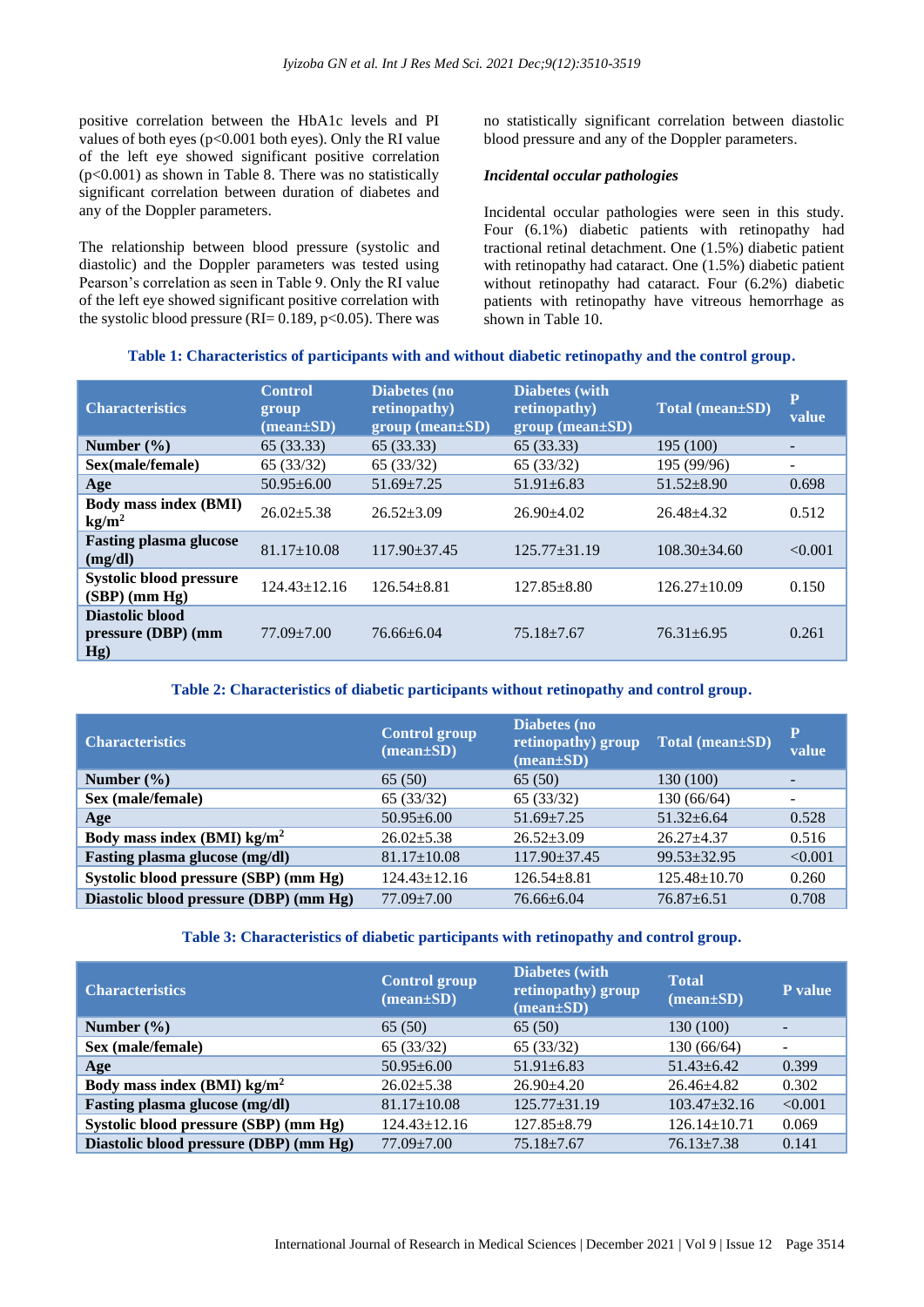positive correlation between the HbA1c levels and PI values of both eyes (p<0.001 both eyes). Only the RI value of the left eye showed significant positive correlation (p<0.001) as shown in Table 8. There was no statistically significant correlation between duration of diabetes and any of the Doppler parameters.

The relationship between blood pressure (systolic and diastolic) and the Doppler parameters was tested using Pearson's correlation as seen in Table 9. Only the RI value of the left eye showed significant positive correlation with the systolic blood pressure (RI= 0.189, p<0.05). There was no statistically significant correlation between diastolic blood pressure and any of the Doppler parameters.

### *Incidental occular pathologies*

Incidental occular pathologies were seen in this study. Four (6.1%) diabetic patients with retinopathy had tractional retinal detachment. One (1.5%) diabetic patient with retinopathy had cataract. One (1.5%) diabetic patient without retinopathy had cataract. Four (6.2%) diabetic patients with retinopathy have vitreous hemorrhage as shown in Table 10.

**Table 1: Characteristics of participants with and without diabetic retinopathy and the control group.**

| Characteristics | Control group (mean±SD) | Diabetes (no retinopathy) group (mean±SD) | Diabetes (with retinopathy) group (mean±SD) | Total (mean±SD) | P value |
|---|---|---|---|---|---|
| **Number (%)** | 65 (33.33) | 65 (33.33) | 65 (33.33) | 195 (100) | - |
| **Sex(male/female)** | 65 (33/32) | 65 (33/32) | 65 (33/32) | 195 (99/96) | - |
| **Age** | 50.95±6.00 | 51.69±7.25 | 51.91±6.83 | 51.52±8.90 | 0.698 |
| **Body mass index (BMI) kg/m²** | 26.02±5.38 | 26.52±3.09 | 26.90±4.02 | 26.48±4.32 | 0.512 |
| **Fasting plasma glucose (mg/dl)** | 81.17±10.08 | 117.90±37.45 | 125.77±31.19 | 108.30±34.60 | <0.001 |
| **Systolic blood pressure (SBP) (mm Hg)** | 124.43±12.16 | 126.54±8.81 | 127.85±8.80 | 126.27±10.09 | 0.150 |
| **Diastolic blood pressure (DBP) (mm Hg)** | 77.09±7.00 | 76.66±6.04 | 75.18±7.67 | 76.31±6.95 | 0.261 |

**Table 2: Characteristics of diabetic participants without retinopathy and control group.**

| Characteristics | Control group (mean±SD) | Diabetes (no retinopathy) group (mean±SD) | Total (mean±SD) | P value |
|---|---|---|---|---|
| **Number (%)** | 65 (50) | 65 (50) | 130 (100) | - |
| **Sex (male/female)** | 65 (33/32) | 65 (33/32) | 130 (66/64) | - |
| **Age** | 50.95±6.00 | 51.69±7.25 | 51.32±6.64 | 0.528 |
| **Body mass index (BMI) kg/m²** | 26.02±5.38 | 26.52±3.09 | 26.27±4.37 | 0.516 |
| **Fasting plasma glucose (mg/dl)** | 81.17±10.08 | 117.90±37.45 | 99.53±32.95 | <0.001 |
| **Systolic blood pressure (SBP) (mm Hg)** | 124.43±12.16 | 126.54±8.81 | 125.48±10.70 | 0.260 |
| **Diastolic blood pressure (DBP) (mm Hg)** | 77.09±7.00 | 76.66±6.04 | 76.87±6.51 | 0.708 |

**Table 3: Characteristics of diabetic participants with retinopathy and control group.**

| Characteristics | Control group (mean±SD) | Diabetes (with retinopathy) group (mean±SD) | Total (mean±SD) | P value |
|---|---|---|---|---|
| **Number (%)** | 65 (50) | 65 (50) | 130 (100) | - |
| **Sex (male/female)** | 65 (33/32) | 65 (33/32) | 130 (66/64) | - |
| **Age** | 50.95±6.00 | 51.91±6.83 | 51.43±6.42 | 0.399 |
| **Body mass index (BMI) kg/m²** | 26.02±5.38 | 26.90±4.20 | 26.46±4.82 | 0.302 |
| **Fasting plasma glucose (mg/dl)** | 81.17±10.08 | 125.77±31.19 | 103.47±32.16 | <0.001 |
| **Systolic blood pressure (SBP) (mm Hg)** | 124.43±12.16 | 127.85±8.79 | 126.14±10.71 | 0.069 |
| **Diastolic blood pressure (DBP) (mm Hg)** | 77.09±7.00 | 75.18±7.67 | 76.13±7.38 | 0.141 |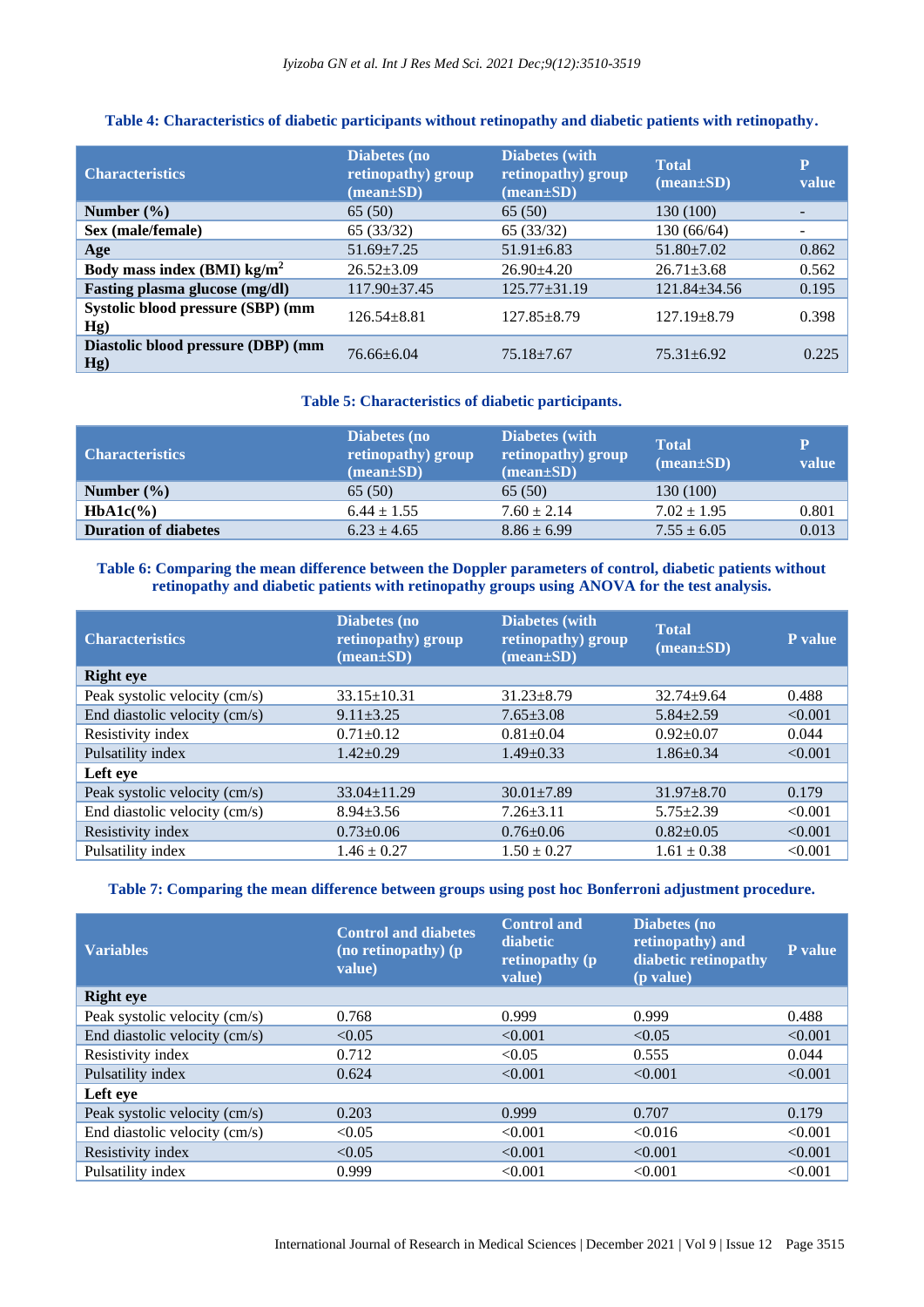**Table 4: Characteristics of diabetic participants without retinopathy and diabetic patients with retinopathy.**

| Characteristics | Diabetes (no retinopathy) group (mean±SD) | Diabetes (with retinopathy) group (mean±SD) | Total (mean±SD) | P value |
|---|---|---|---|---|
| **Number (%)** | 65 (50) | 65 (50) | 130 (100) | - |
| **Sex (male/female)** | 65 (33/32) | 65 (33/32) | 130 (66/64) | - |
| **Age** | 51.69±7.25 | 51.91±6.83 | 51.80±7.02 | 0.862 |
| **Body mass index (BMI) kg/m$^2$** | 26.52±3.09 | 26.90±4.20 | 26.71±3.68 | 0.562 |
| **Fasting plasma glucose (mg/dl)** | 117.90±37.45 | 125.77±31.19 | 121.84±34.56 | 0.195 |
| **Systolic blood pressure (SBP) (mm Hg)** | 126.54±8.81 | 127.85±8.79 | 127.19±8.79 | 0.398 |
| **Diastolic blood pressure (DBP) (mm Hg)** | 76.66±6.04 | 75.18±7.67 | 75.31±6.92 | 0.225 |

**Table 5: Characteristics of diabetic participants.**

| Characteristics | Diabetes (no retinopathy) group (mean±SD) | Diabetes (with retinopathy) group (mean±SD) | Total (mean±SD) | P value |
|---|---|---|---|---|
| **Number (%)** | 65 (50) | 65 (50) | 130 (100) | |
| **HbA1c(%)** | 6.44 ± 1.55 | 7.60 ± 2.14 | 7.02 ± 1.95 | 0.801 |
| **Duration of diabetes** | 6.23 ± 4.65 | 8.86 ± 6.99 | 7.55 ± 6.05 | 0.013 |

**Table 6: Comparing the mean difference between the Doppler parameters of control, diabetic patients without retinopathy and diabetic patients with retinopathy groups using ANOVA for the test analysis.**

| Characteristics | Diabetes (no retinopathy) group (mean±SD) | Diabetes (with retinopathy) group (mean±SD) | Total (mean±SD) | P value |
|---|---|---|---|---|
| **Right eye** | | | | |
| Peak systolic velocity (cm/s) | 33.15±10.31 | 31.23±8.79 | 32.74±9.64 | 0.488 |
| End diastolic velocity (cm/s) | 9.11±3.25 | 7.65±3.08 | 5.84±2.59 | <0.001 |
| Resistivity index | 0.71±0.12 | 0.81±0.04 | 0.92±0.07 | 0.044 |
| Pulsatility index | 1.42±0.29 | 1.49±0.33 | 1.86±0.34 | <0.001 |
| **Left eye** | | | | |
| Peak systolic velocity (cm/s) | 33.04±11.29 | 30.01±7.89 | 31.97±8.70 | 0.179 |
| End diastolic velocity (cm/s) | 8.94±3.56 | 7.26±3.11 | 5.75±2.39 | <0.001 |
| Resistivity index | 0.73±0.06 | 0.76±0.06 | 0.82±0.05 | <0.001 |
| Pulsatility index | 1.46 ± 0.27 | 1.50 ± 0.27 | 1.61 ± 0.38 | <0.001 |

**Table 7: Comparing the mean difference between groups using post hoc Bonferroni adjustment procedure.**

| Variables | Control and diabetes (no retinopathy) (p value) | Control and diabetic retinopathy (p value) | Diabetes (no retinopathy) and diabetic retinopathy (p value) | P value |
|---|---|---|---|---|
| **Right eye** | | | | |
| Peak systolic velocity (cm/s) | 0.768 | 0.999 | 0.999 | 0.488 |
| End diastolic velocity (cm/s) | <0.05 | <0.001 | <0.05 | <0.001 |
| Resistivity index | 0.712 | <0.05 | 0.555 | 0.044 |
| Pulsatility index | 0.624 | <0.001 | <0.001 | <0.001 |
| **Left eye** | | | | |
| Peak systolic velocity (cm/s) | 0.203 | 0.999 | 0.707 | 0.179 |
| End diastolic velocity (cm/s) | <0.05 | <0.001 | <0.016 | <0.001 |
| Resistivity index | <0.05 | <0.001 | <0.001 | <0.001 |
| Pulsatility index | 0.999 | <0.001 | <0.001 | <0.001 |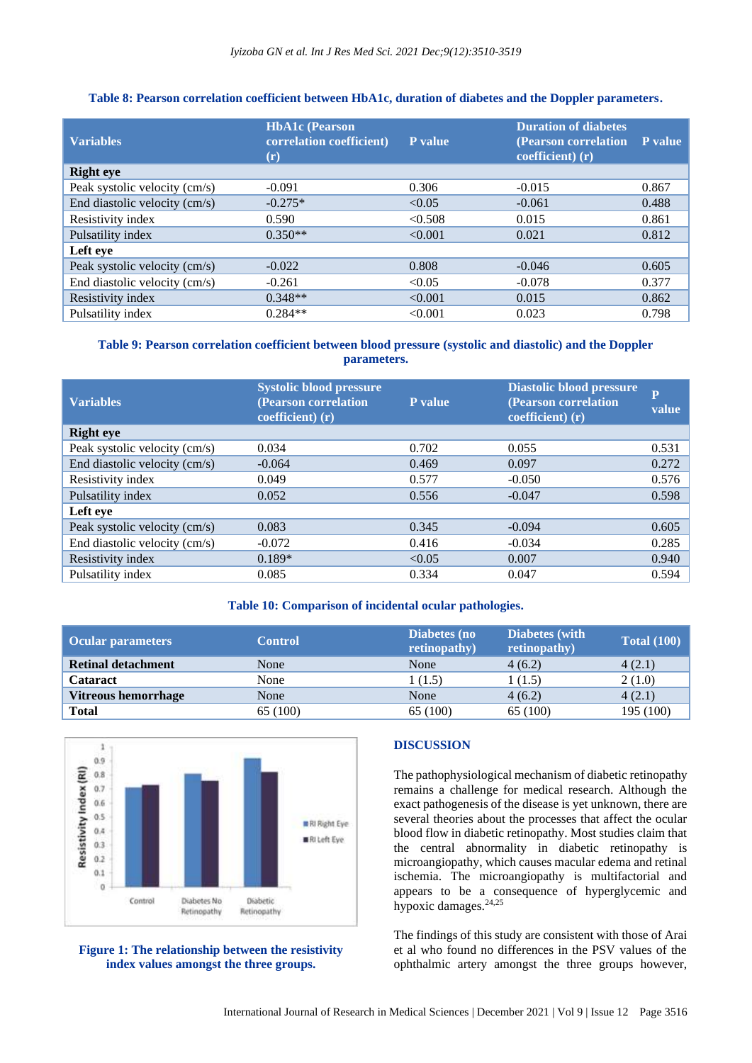**Table 8: Pearson correlation coefficient between HbA1c, duration of diabetes and the Doppler parameters.**

| Variables | HbA1c (Pearson correlation coefficient) (r) | P value | Duration of diabetes (Pearson correlation coefficient) (r) | P value |
|---|---|---|---|---|
| **Right eye** | | | | |
| Peak systolic velocity (cm/s) | -0.091 | 0.306 | -0.015 | 0.867 |
| End diastolic velocity (cm/s) | -0.275* | <0.05 | -0.061 | 0.488 |
| Resistivity index | 0.590 | <0.508 | 0.015 | 0.861 |
| Pulsatility index | 0.350** | <0.001 | 0.021 | 0.812 |
| **Left eye** | | | | |
| Peak systolic velocity (cm/s) | -0.022 | 0.808 | -0.046 | 0.605 |
| End diastolic velocity (cm/s) | -0.261 | <0.05 | -0.078 | 0.377 |
| Resistivity index | 0.348** | <0.001 | 0.015 | 0.862 |
| Pulsatility index | 0.284** | <0.001 | 0.023 | 0.798 |

**Table 9: Pearson correlation coefficient between blood pressure (systolic and diastolic) and the Doppler parameters.**

| Variables | Systolic blood pressure (Pearson correlation coefficient) (r) | P value | Diastolic blood pressure (Pearson correlation coefficient) (r) | P value |
|---|---|---|---|---|
| **Right eye** | | | | |
| Peak systolic velocity (cm/s) | 0.034 | 0.702 | 0.055 | 0.531 |
| End diastolic velocity (cm/s) | -0.064 | 0.469 | 0.097 | 0.272 |
| Resistivity index | 0.049 | 0.577 | -0.050 | 0.576 |
| Pulsatility index | 0.052 | 0.556 | -0.047 | 0.598 |
| **Left eye** | | | | |
| Peak systolic velocity (cm/s) | 0.083 | 0.345 | -0.094 | 0.605 |
| End diastolic velocity (cm/s) | -0.072 | 0.416 | -0.034 | 0.285 |
| Resistivity index | 0.189* | <0.05 | 0.007 | 0.940 |
| Pulsatility index | 0.085 | 0.334 | 0.047 | 0.594 |

**Table 10: Comparison of incidental ocular pathologies.**

| Ocular parameters | Control | Diabetes (no retinopathy) | Diabetes (with retinopathy) | Total (100) |
|---|---|---|---|---|
| **Retinal detachment** | None | None | 4 (6.2) | 4 (2.1) |
| **Cataract** | None | 1 (1.5) | 1 (1.5) | 2 (1.0) |
| **Vitreous hemorrhage** | None | None | 4 (6.2) | 4 (2.1) |
| **Total** | 65 (100) | 65 (100) | 65 (100) | 195 (100) |

**Figure 1: The relationship between the resistivity index values amongst the three groups.**

## DISCUSSION

The pathophysiological mechanism of diabetic retinopathy remains a challenge for medical research. Although the exact pathogenesis of the disease is yet unknown, there are several theories about the processes that affect the ocular blood flow in diabetic retinopathy. Most studies claim that the central abnormality in diabetic retinopathy is microangiopathy, which causes macular edema and retinal ischemia. The microangiopathy is multifactorial and appears to be a consequence of hyperglycemic and hypoxic damages.[24,25]

The findings of this study are consistent with those of Arai et al who found no differences in the PSV values of the ophthalmic artery amongst the three groups however,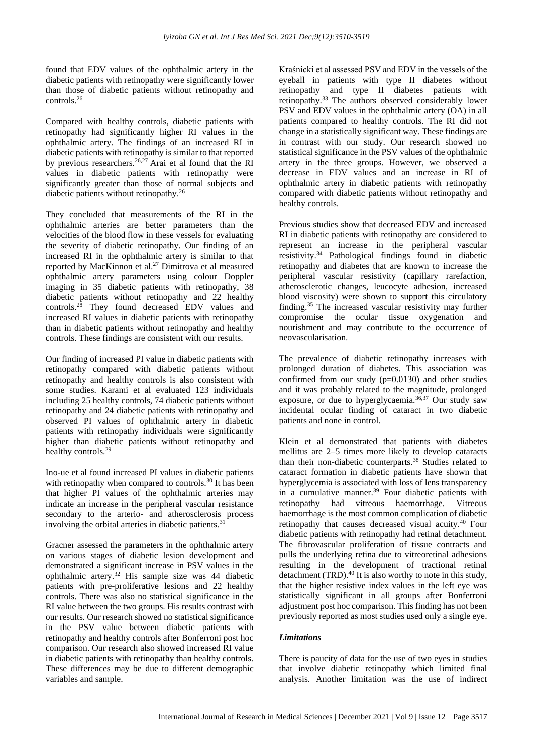found that EDV values of the ophthalmic artery in the diabetic patients with retinopathy were significantly lower than those of diabetic patients without retinopathy and controls.[26]

Compared with healthy controls, diabetic patients with retinopathy had significantly higher RI values in the ophthalmic artery. The findings of an increased RI in diabetic patients with retinopathy is similar to that reported by previous researchers.[26,27] Arai et al found that the RI values in diabetic patients with retinopathy were significantly greater than those of normal subjects and diabetic patients without retinopathy.[26]

They concluded that measurements of the RI in the ophthalmic arteries are better parameters than the velocities of the blood flow in these vessels for evaluating the severity of diabetic retinopathy. Our finding of an increased RI in the ophthalmic artery is similar to that reported by MacKinnon et al.[27] Dimitrova et al measured ophthalmic artery parameters using colour Doppler imaging in 35 diabetic patients with retinopathy, 38 diabetic patients without retinopathy and 22 healthy controls.[28] They found decreased EDV values and increased RI values in diabetic patients with retinopathy than in diabetic patients without retinopathy and healthy controls. These findings are consistent with our results.

Our finding of increased PI value in diabetic patients with retinopathy compared with diabetic patients without retinopathy and healthy controls is also consistent with some studies. Karami et al evaluated 123 individuals including 25 healthy controls, 74 diabetic patients without retinopathy and 24 diabetic patients with retinopathy and observed PI values of ophthalmic artery in diabetic patients with retinopathy individuals were significantly higher than diabetic patients without retinopathy and healthy controls.[29]

Ino-ue et al found increased PI values in diabetic patients with retinopathy when compared to controls.[30] It has been that higher PI values of the ophthalmic arteries may indicate an increase in the peripheral vascular resistance secondary to the arterio- and atherosclerosis process involving the orbital arteries in diabetic patients.[31]

Gracner assessed the parameters in the ophthalmic artery on various stages of diabetic lesion development and demonstrated a significant increase in PSV values in the ophthalmic artery.[32] His sample size was 44 diabetic patients with pre-proliferative lesions and 22 healthy controls. There was also no statistical significance in the RI value between the two groups. His results contrast with our results. Our research showed no statistical significance in the PSV value between diabetic patients with retinopathy and healthy controls after Bonferroni post hoc comparison. Our research also showed increased RI value in diabetic patients with retinopathy than healthy controls. These differences may be due to different demographic variables and sample.

Kraśnicki et al assessed PSV and EDV in the vessels of the eyeball in patients with type II diabetes without retinopathy and type II diabetes patients with retinopathy.[33] The authors observed considerably lower PSV and EDV values in the ophthalmic artery (OA) in all patients compared to healthy controls. The RI did not change in a statistically significant way. These findings are in contrast with our study. Our research showed no statistical significance in the PSV values of the ophthalmic artery in the three groups. However, we observed a decrease in EDV values and an increase in RI of ophthalmic artery in diabetic patients with retinopathy compared with diabetic patients without retinopathy and healthy controls.

Previous studies show that decreased EDV and increased RI in diabetic patients with retinopathy are considered to represent an increase in the peripheral vascular resistivity.[34] Pathological findings found in diabetic retinopathy and diabetes that are known to increase the peripheral vascular resistivity (capillary rarefaction, atherosclerotic changes, leucocyte adhesion, increased blood viscosity) were shown to support this circulatory finding.[35] The increased vascular resistivity may further compromise the ocular tissue oxygenation and nourishment and may contribute to the occurrence of neovascularisation.

The prevalence of diabetic retinopathy increases with prolonged duration of diabetes. This association was confirmed from our study ($p=0.0130$) and other studies and it was probably related to the magnitude, prolonged exposure, or due to hyperglycaemia.[36,37] Our study saw incidental ocular finding of cataract in two diabetic patients and none in control.

Klein et al demonstrated that patients with diabetes mellitus are 2–5 times more likely to develop cataracts than their non-diabetic counterparts.[38] Studies related to cataract formation in diabetic patients have shown that hyperglycemia is associated with loss of lens transparency in a cumulative manner.[39] Four diabetic patients with retinopathy had vitreous haemorrhage. Vitreous haemorrhage is the most common complication of diabetic retinopathy that causes decreased visual acuity.[40] Four diabetic patients with retinopathy had retinal detachment. The fibrovascular proliferation of tissue contracts and pulls the underlying retina due to vitreoretinal adhesions resulting in the development of tractional retinal detachment (TRD).[40] It is also worthy to note in this study, that the higher resistive index values in the left eye was statistically significant in all groups after Bonferroni adjustment post hoc comparison. This finding has not been previously reported as most studies used only a single eye.

### *Limitations*

There is paucity of data for the use of two eyes in studies that involve diabetic retinopathy which limited final analysis. Another limitation was the use of indirect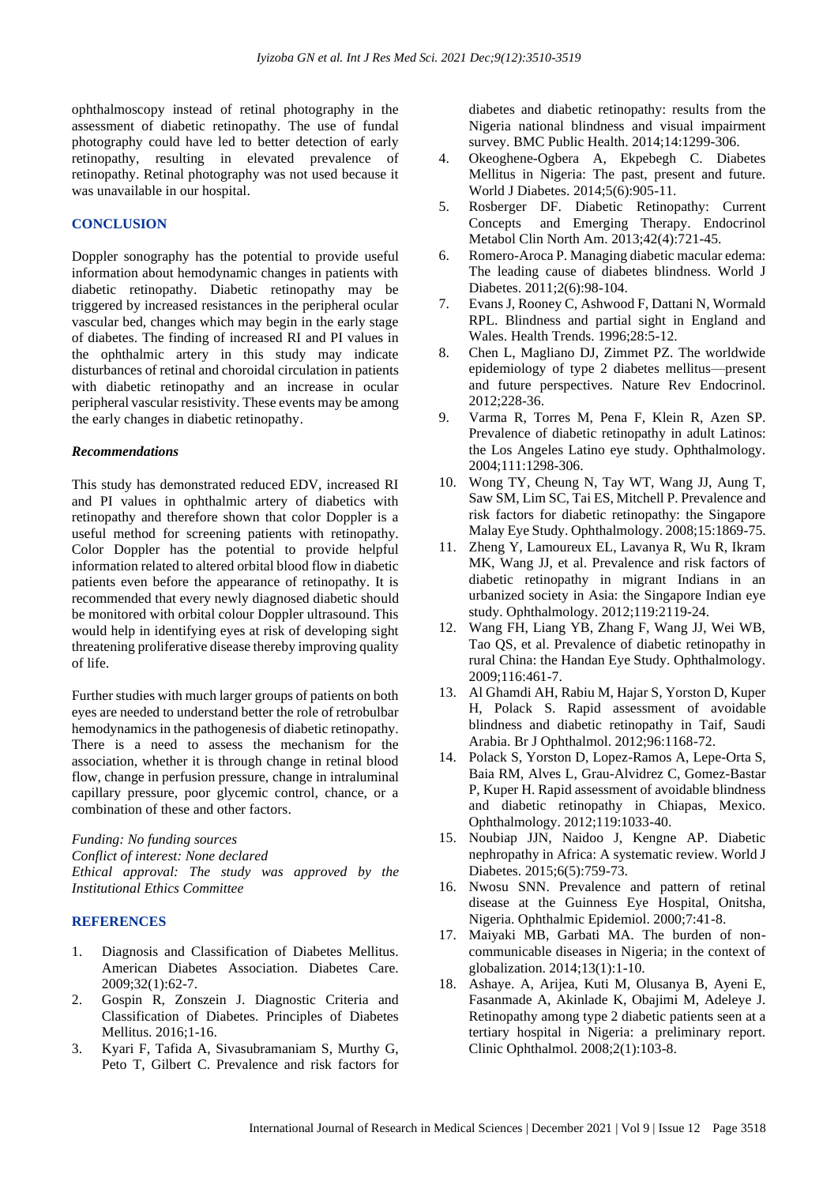ophthalmoscopy instead of retinal photography in the assessment of diabetic retinopathy. The use of fundal photography could have led to better detection of early retinopathy, resulting in elevated prevalence of retinopathy. Retinal photography was not used because it was unavailable in our hospital.

## CONCLUSION

Doppler sonography has the potential to provide useful information about hemodynamic changes in patients with diabetic retinopathy. Diabetic retinopathy may be triggered by increased resistances in the peripheral ocular vascular bed, changes which may begin in the early stage of diabetes. The finding of increased RI and PI values in the ophthalmic artery in this study may indicate disturbances of retinal and choroidal circulation in patients with diabetic retinopathy and an increase in ocular peripheral vascular resistivity. These events may be among the early changes in diabetic retinopathy.

### *Recommendations*

This study has demonstrated reduced EDV, increased RI and PI values in ophthalmic artery of diabetics with retinopathy and therefore shown that color Doppler is a useful method for screening patients with retinopathy. Color Doppler has the potential to provide helpful information related to altered orbital blood flow in diabetic patients even before the appearance of retinopathy. It is recommended that every newly diagnosed diabetic should be monitored with orbital colour Doppler ultrasound. This would help in identifying eyes at risk of developing sight threatening proliferative disease thereby improving quality of life.

Further studies with much larger groups of patients on both eyes are needed to understand better the role of retrobulbar hemodynamics in the pathogenesis of diabetic retinopathy. There is a need to assess the mechanism for the association, whether it is through change in retinal blood flow, change in perfusion pressure, change in intraluminal capillary pressure, poor glycemic control, chance, or a combination of these and other factors.

*Funding: No funding sources*
*Conflict of interest: None declared*
*Ethical approval: The study was approved by the Institutional Ethics Committee*

## REFERENCES

1. Diagnosis and Classification of Diabetes Mellitus. American Diabetes Association. Diabetes Care. 2009;32(1):62-7.
2. Gospin R, Zonszein J. Diagnostic Criteria and Classification of Diabetes. Principles of Diabetes Mellitus. 2016;1-16.
3. Kyari F, Tafida A, Sivasubramaniam S, Murthy G, Peto T, Gilbert C. Prevalence and risk factors for diabetes and diabetic retinopathy: results from the Nigeria national blindness and visual impairment survey. BMC Public Health. 2014;14:1299-306.
4. Okeoghene-Ogbera A, Ekpebegh C. Diabetes Mellitus in Nigeria: The past, present and future. World J Diabetes. 2014;5(6):905-11.
5. Rosberger DF. Diabetic Retinopathy: Current Concepts and Emerging Therapy. Endocrinol Metabol Clin North Am. 2013;42(4):721-45.
6. Romero-Aroca P. Managing diabetic macular edema: The leading cause of diabetes blindness. World J Diabetes. 2011;2(6):98-104.
7. Evans J, Rooney C, Ashwood F, Dattani N, Wormald RPL. Blindness and partial sight in England and Wales. Health Trends. 1996;28:5-12.
8. Chen L, Magliano DJ, Zimmet PZ. The worldwide epidemiology of type 2 diabetes mellitus—present and future perspectives. Nature Rev Endocrinol. 2012;228-36.
9. Varma R, Torres M, Pena F, Klein R, Azen SP. Prevalence of diabetic retinopathy in adult Latinos: the Los Angeles Latino eye study. Ophthalmology. 2004;111:1298-306.
10. Wong TY, Cheung N, Tay WT, Wang JJ, Aung T, Saw SM, Lim SC, Tai ES, Mitchell P. Prevalence and risk factors for diabetic retinopathy: the Singapore Malay Eye Study. Ophthalmology. 2008;15:1869-75.
11. Zheng Y, Lamoureux EL, Lavanya R, Wu R, Ikram MK, Wang JJ, et al. Prevalence and risk factors of diabetic retinopathy in migrant Indians in an urbanized society in Asia: the Singapore Indian eye study. Ophthalmology. 2012;119:2119-24.
12. Wang FH, Liang YB, Zhang F, Wang JJ, Wei WB, Tao QS, et al. Prevalence of diabetic retinopathy in rural China: the Handan Eye Study. Ophthalmology. 2009;116:461-7.
13. Al Ghamdi AH, Rabiu M, Hajar S, Yorston D, Kuper H, Polack S. Rapid assessment of avoidable blindness and diabetic retinopathy in Taif, Saudi Arabia. Br J Ophthalmol. 2012;96:1168-72.
14. Polack S, Yorston D, Lopez-Ramos A, Lepe-Orta S, Baia RM, Alves L, Grau-Alvidrez C, Gomez-Bastar P, Kuper H. Rapid assessment of avoidable blindness and diabetic retinopathy in Chiapas, Mexico. Ophthalmology. 2012;119:1033-40.
15. Noubiap JJN, Naidoo J, Kengne AP. Diabetic nephropathy in Africa: A systematic review. World J Diabetes. 2015;6(5):759-73.
16. Nwosu SNN. Prevalence and pattern of retinal disease at the Guinness Eye Hospital, Onitsha, Nigeria. Ophthalmic Epidemiol. 2000;7:41-8.
17. Maiyaki MB, Garbati MA. The burden of non-communicable diseases in Nigeria; in the context of globalization. 2014;13(1):1-10.
18. Ashaye. A, Arijea, Kuti M, Olusanya B, Ayeni E, Fasanmade A, Akinlade K, Obajimi M, Adeleye J. Retinopathy among type 2 diabetic patients seen at a tertiary hospital in Nigeria: a preliminary report. Clinic Ophthalmol. 2008;2(1):103-8.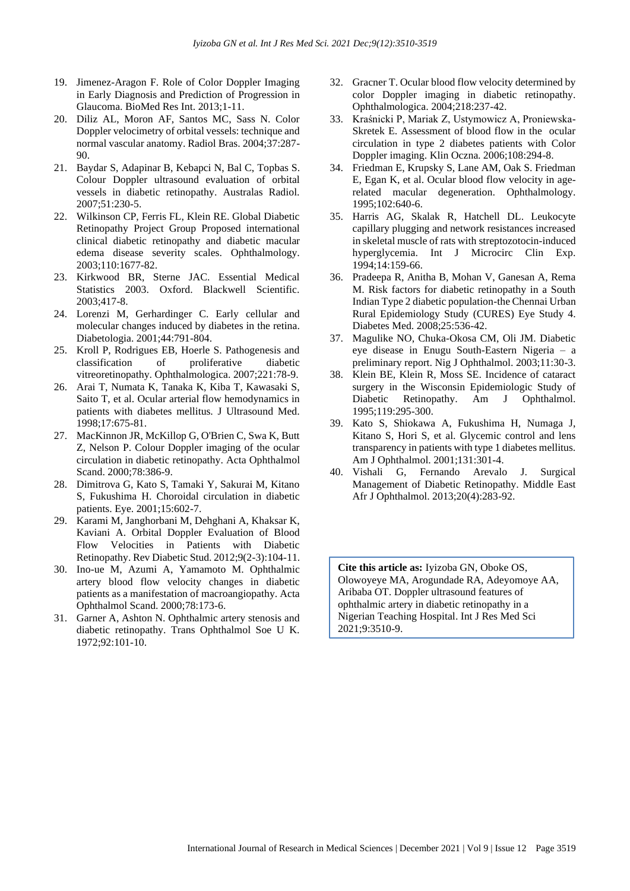19. Jimenez-Aragon F. Role of Color Doppler Imaging in Early Diagnosis and Prediction of Progression in Glaucoma. BioMed Res Int. 2013;1-11.
20. Diliz AL, Moron AF, Santos MC, Sass N. Color Doppler velocimetry of orbital vessels: technique and normal vascular anatomy. Radiol Bras. 2004;37:287-90.
21. Baydar S, Adapinar B, Kebapci N, Bal C, Topbas S. Colour Doppler ultrasound evaluation of orbital vessels in diabetic retinopathy. Australas Radiol. 2007;51:230-5.
22. Wilkinson CP, Ferris FL, Klein RE. Global Diabetic Retinopathy Project Group Proposed international clinical diabetic retinopathy and diabetic macular edema disease severity scales. Ophthalmology. 2003;110:1677-82.
23. Kirkwood BR, Sterne JAC. Essential Medical Statistics 2003. Oxford. Blackwell Scientific. 2003;417-8.
24. Lorenzi M, Gerhardinger C. Early cellular and molecular changes induced by diabetes in the retina. Diabetologia. 2001;44:791-804.
25. Kroll P, Rodrigues EB, Hoerle S. Pathogenesis and classification of proliferative diabetic vitreoretinopathy. Ophthalmologica. 2007;221:78-9.
26. Arai T, Numata K, Tanaka K, Kiba T, Kawasaki S, Saito T, et al. Ocular arterial flow hemodynamics in patients with diabetes mellitus. J Ultrasound Med. 1998;17:675-81.
27. MacKinnon JR, McKillop G, O'Brien C, Swa K, Butt Z, Nelson P. Colour Doppler imaging of the ocular circulation in diabetic retinopathy. Acta Ophthalmol Scand. 2000;78:386-9.
28. Dimitrova G, Kato S, Tamaki Y, Sakurai M, Kitano S, Fukushima H. Choroidal circulation in diabetic patients. Eye. 2001;15:602-7.
29. Karami M, Janghorbani M, Dehghani A, Khaksar K, Kaviani A. Orbital Doppler Evaluation of Blood Flow Velocities in Patients with Diabetic Retinopathy. Rev Diabetic Stud. 2012;9(2-3):104-11.
30. Ino-ue M, Azumi A, Yamamoto M. Ophthalmic artery blood flow velocity changes in diabetic patients as a manifestation of macroangiopathy. Acta Ophthalmol Scand. 2000;78:173-6.
31. Garner A, Ashton N. Ophthalmic artery stenosis and diabetic retinopathy. Trans Ophthalmol Soe U K. 1972;92:101-10.
32. Gracner T. Ocular blood flow velocity determined by color Doppler imaging in diabetic retinopathy. Ophthalmologica. 2004;218:237-42.
33. Kraśnicki P, Mariak Z, Ustymowicz A, Proniewska-Skretek E. Assessment of blood flow in the ocular circulation in type 2 diabetes patients with Color Doppler imaging. Klin Oczna. 2006;108:294-8.
34. Friedman E, Krupsky S, Lane AM, Oak S. Friedman E, Egan K, et al. Ocular blood flow velocity in age-related macular degeneration. Ophthalmology. 1995;102:640-6.
35. Harris AG, Skalak R, Hatchell DL. Leukocyte capillary plugging and network resistances increased in skeletal muscle of rats with streptozotocin-induced hyperglycemia. Int J Microcirc Clin Exp. 1994;14:159-66.
36. Pradeepa R, Anitha B, Mohan V, Ganesan A, Rema M. Risk factors for diabetic retinopathy in a South Indian Type 2 diabetic population-the Chennai Urban Rural Epidemiology Study (CURES) Eye Study 4. Diabetes Med. 2008;25:536-42.
37. Magulike NO, Chuka-Okosa CM, Oli JM. Diabetic eye disease in Enugu South-Eastern Nigeria – a preliminary report. Nig J Ophthalmol. 2003;11:30-3.
38. Klein BE, Klein R, Moss SE. Incidence of cataract surgery in the Wisconsin Epidemiologic Study of Diabetic Retinopathy. Am J Ophthalmol. 1995;119:295-300.
39. Kato S, Shiokawa A, Fukushima H, Numaga J, Kitano S, Hori S, et al. Glycemic control and lens transparency in patients with type 1 diabetes mellitus. Am J Ophthalmol. 2001;131:301-4.
40. Vishali G, Fernando Arevalo J. Surgical Management of Diabetic Retinopathy. Middle East Afr J Ophthalmol. 2013;20(4):283-92.

**Cite this article as:** Iyizoba GN, Oboke OS, Olowoyeye MA, Arogundade RA, Adeyomoye AA, Aribaba OT. Doppler ultrasound features of ophthalmic artery in diabetic retinopathy in a Nigerian Teaching Hospital. Int J Res Med Sci 2021;9:3510-9.